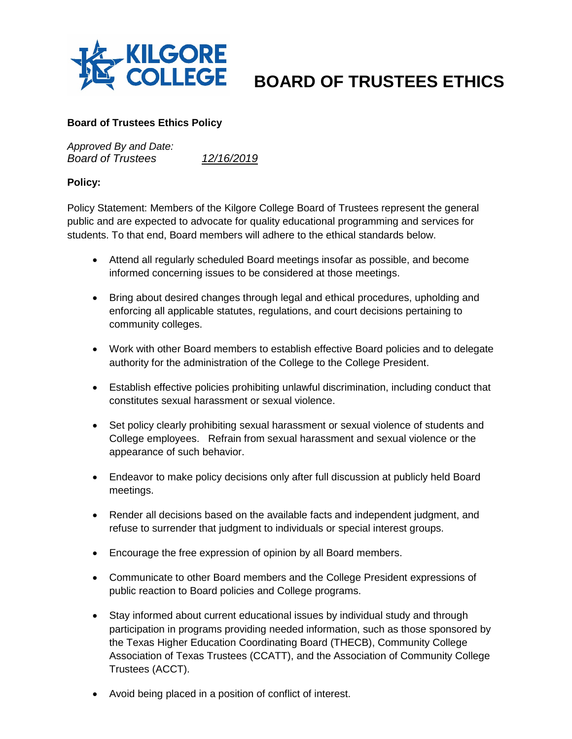# BOARD OF TRUSTEES ETHICS

**Board of Trustees Ethics Policy**

*Approved By and Date:*
*Board of Trustees* *12/16/2019*

**Policy:**

Policy Statement: Members of the Kilgore College Board of Trustees represent the general public and are expected to advocate for quality educational programming and services for students. To that end, Board members will adhere to the ethical standards below.

- Attend all regularly scheduled Board meetings insofar as possible, and become informed concerning issues to be considered at those meetings.
- Bring about desired changes through legal and ethical procedures, upholding and enforcing all applicable statutes, regulations, and court decisions pertaining to community colleges.
- Work with other Board members to establish effective Board policies and to delegate authority for the administration of the College to the College President.
- Establish effective policies prohibiting unlawful discrimination, including conduct that constitutes sexual harassment or sexual violence.
- Set policy clearly prohibiting sexual harassment or sexual violence of students and College employees. Refrain from sexual harassment and sexual violence or the appearance of such behavior.
- Endeavor to make policy decisions only after full discussion at publicly held Board meetings.
- Render all decisions based on the available facts and independent judgment, and refuse to surrender that judgment to individuals or special interest groups.
- Encourage the free expression of opinion by all Board members.
- Communicate to other Board members and the College President expressions of public reaction to Board policies and College programs.
- Stay informed about current educational issues by individual study and through participation in programs providing needed information, such as those sponsored by the Texas Higher Education Coordinating Board (THECB), Community College Association of Texas Trustees (CCATT), and the Association of Community College Trustees (ACCT).
- Avoid being placed in a position of conflict of interest.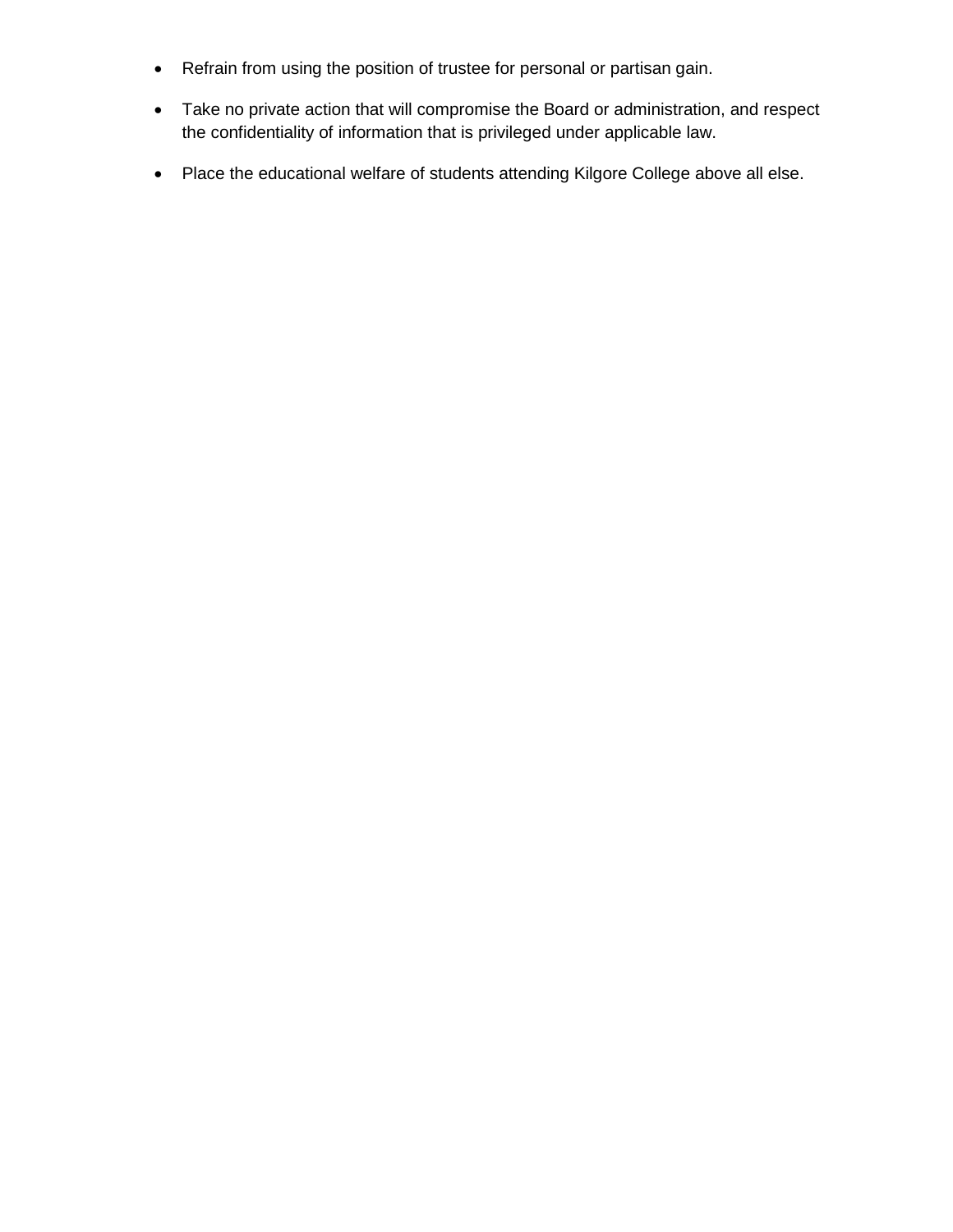- Refrain from using the position of trustee for personal or partisan gain.
- Take no private action that will compromise the Board or administration, and respect the confidentiality of information that is privileged under applicable law.
- Place the educational welfare of students attending Kilgore College above all else.